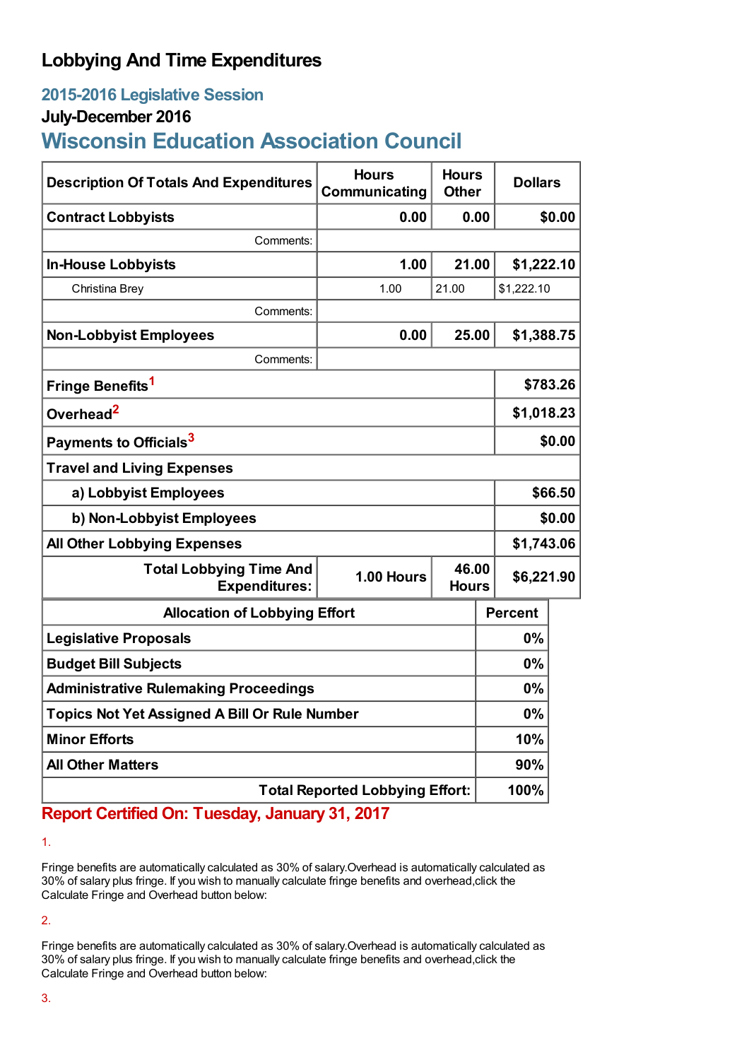# Lobbying And Time Expenditures

## 2015-2016 Legislative Session

### July-December 2016

## Wisconsin Education Association Council

| Description Of Totals And Expenditures | Hours Communicating | Hours Other | Dollars |
|---|---|---|---|
| **Contract Lobbyists** | **0.00** | **0.00** | **$0.00** |
| Comments: | | | |
| **In-House Lobbyists** | **1.00** | **21.00** | **$1,222.10** |
| Christina Brey | 1.00 | 21.00 | $1,222.10 |
| Comments: | | | |
| **Non-Lobbyist Employees** | **0.00** | **25.00** | **$1,388.75** |
| Comments: | | | |
| **Fringe Benefits**[1] | | | **$783.26** |
| **Overhead**[2] | | | **$1,018.23** |
| **Payments to Officials**[3] | | | **$0.00** |
| **Travel and Living Expenses** | | | |
| **a) Lobbyist Employees** | | | **$66.50** |
| **b) Non-Lobbyist Employees** | | | **$0.00** |
| **All Other Lobbying Expenses** | | | **$1,743.06** |
| **Total Lobbying Time And Expenditures:** | **1.00 Hours** | **46.00 Hours** | **$6,221.90** |

| Allocation of Lobbying Effort | Percent |
|---|---|
| **Legislative Proposals** | **0%** |
| **Budget Bill Subjects** | **0%** |
| **Administrative Rulemaking Proceedings** | **0%** |
| **Topics Not Yet Assigned A Bill Or Rule Number** | **0%** |
| **Minor Efforts** | **10%** |
| **All Other Matters** | **90%** |
| **Total Reported Lobbying Effort:** | **100%** |

**Report Certified On: Tuesday, January 31, 2017**

1.

Fringe benefits are automatically calculated as 30% of salary.Overhead is automatically calculated as 30% of salary plus fringe. If you wish to manually calculate fringe benefits and overhead,click the Calculate Fringe and Overhead button below:

2.

Fringe benefits are automatically calculated as 30% of salary.Overhead is automatically calculated as 30% of salary plus fringe. If you wish to manually calculate fringe benefits and overhead,click the Calculate Fringe and Overhead button below:

3.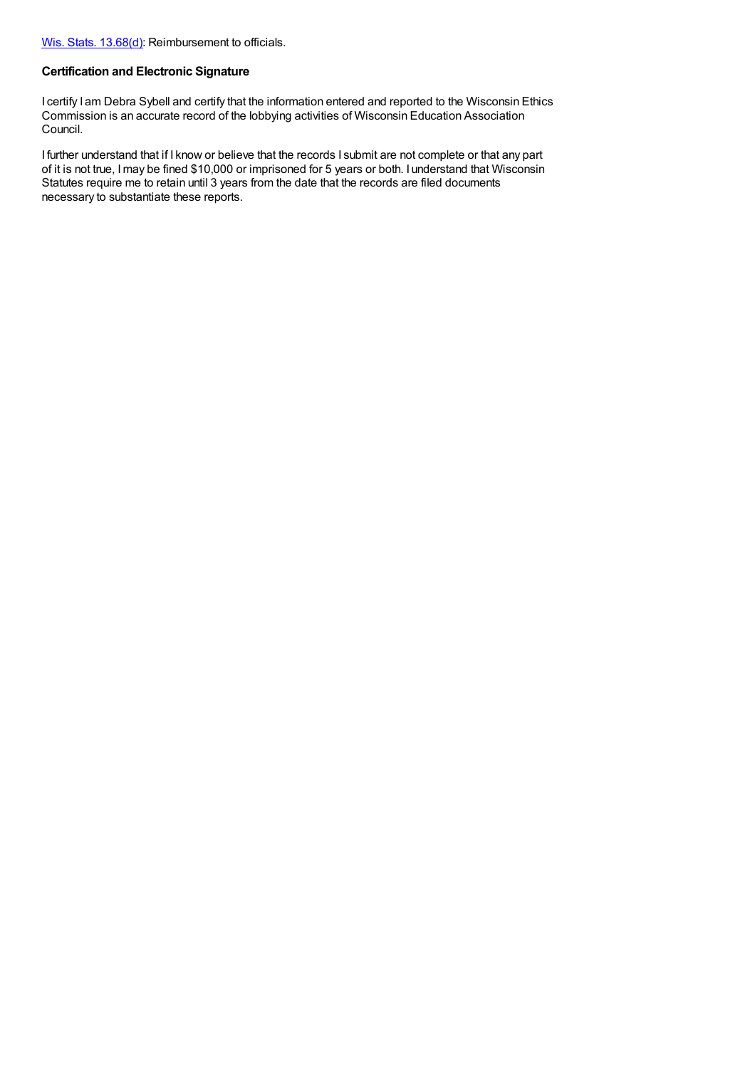[Wis. Stats. 13.68(d)](): Reimbursement to officials.

**Certification and Electronic Signature**

I certify I am Debra Sybell and certify that the information entered and reported to the Wisconsin Ethics Commission is an accurate record of the lobbying activities of Wisconsin Education Association Council.

I further understand that if I know or believe that the records I submit are not complete or that any part of it is not true, I may be fined $10,000 or imprisoned for 5 years or both. I understand that Wisconsin Statutes require me to retain until 3 years from the date that the records are filed documents necessary to substantiate these reports.